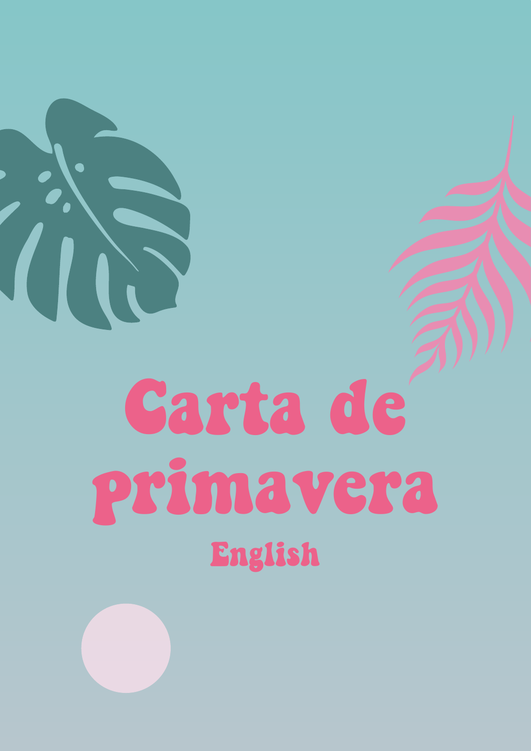# Carta de primavera

## English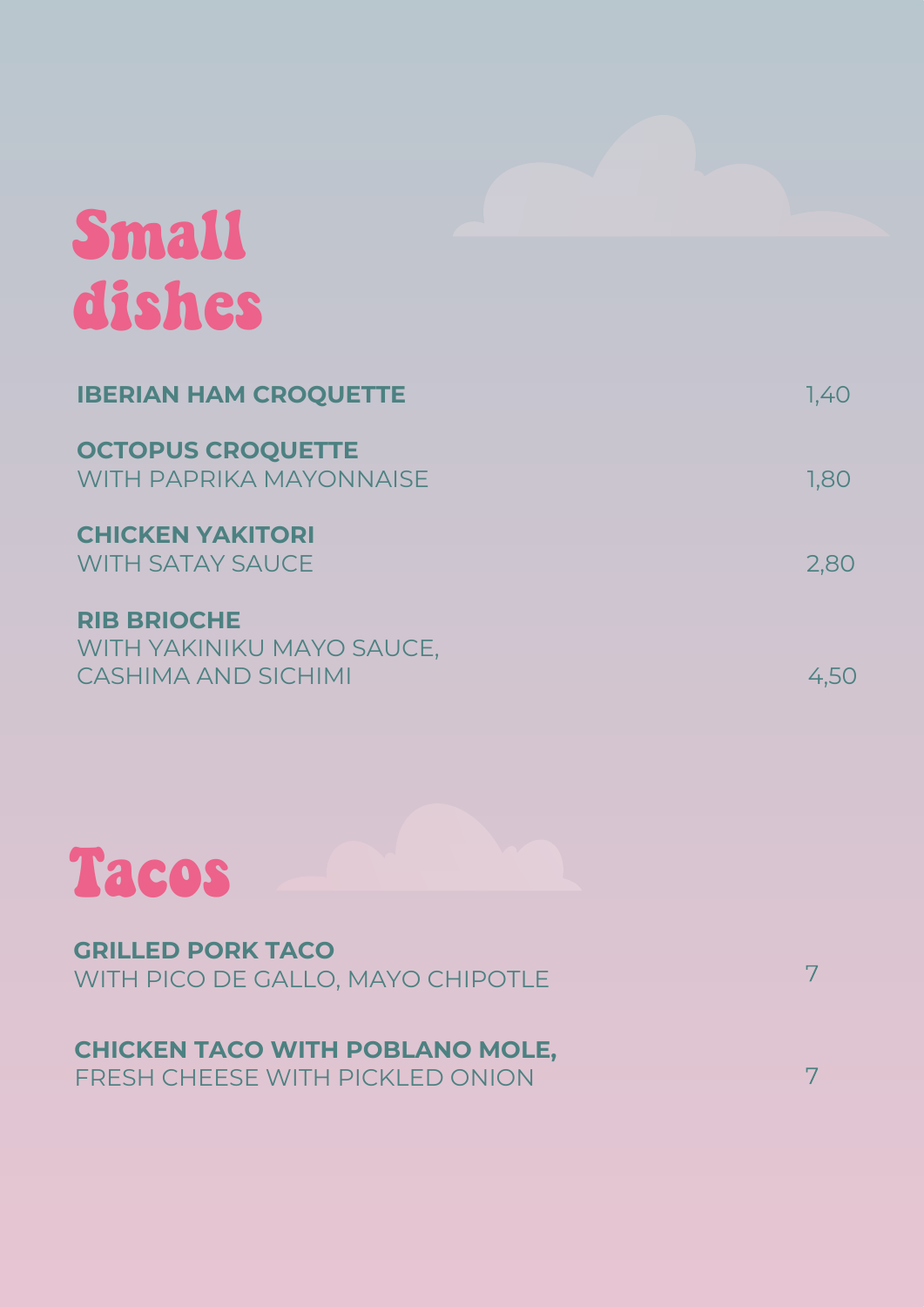# Small dishes

**IBERIAN HAM CROQUETTE** 1,40

**OCTOPUS CROQUETTE**
WITH PAPRIKA MAYONNAISE 1,80

**CHICKEN YAKITORI**
WITH SATAY SAUCE 2,80

**RIB BRIOCHE**
WITH YAKINIKU MAYO SAUCE,
CASHIMA AND SICHIMI 4,50

# Tacos

**GRILLED PORK TACO**
WITH PICO DE GALLO, MAYO CHIPOTLE 7

**CHICKEN TACO WITH POBLANO MOLE,**
FRESH CHEESE WITH PICKLED ONION 7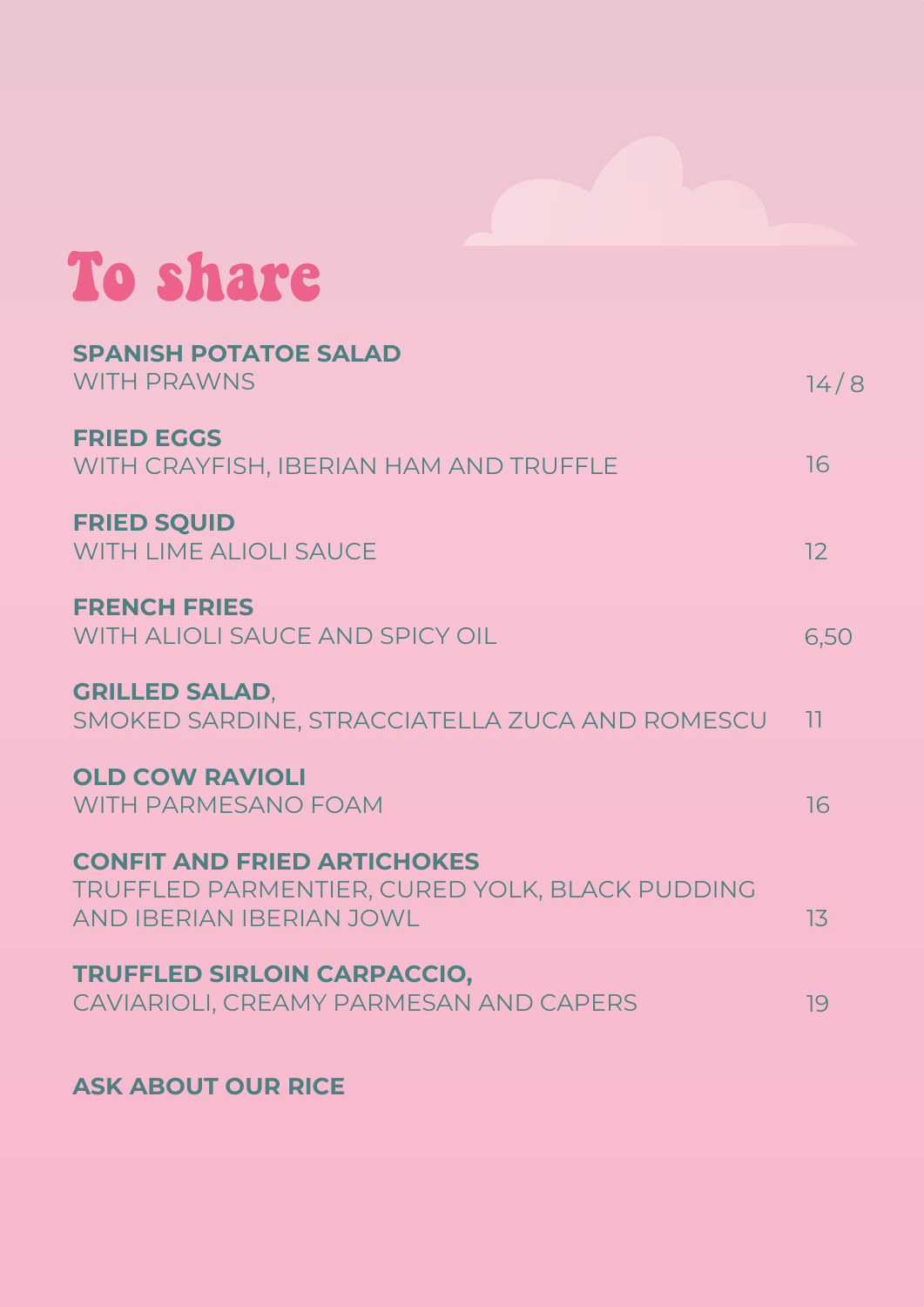# To share

**SPANISH POTATOE SALAD**
WITH PRAWNS — 14 / 8

**FRIED EGGS**
WITH CRAYFISH, IBERIAN HAM AND TRUFFLE — 16

**FRIED SQUID**
WITH LIME ALIOLI SAUCE — 12

**FRENCH FRIES**
WITH ALIOLI SAUCE AND SPICY OIL — 6,50

**GRILLED SALAD**,
SMOKED SARDINE, STRACCIATELLA ZUCA AND ROMESCU — 11

**OLD COW RAVIOLI**
WITH PARMESANO FOAM — 16

**CONFIT AND FRIED ARTICHOKES**
TRUFFLED PARMENTIER, CURED YOLK, BLACK PUDDING AND IBERIAN IBERIAN JOWL — 13

**TRUFFLED SIRLOIN CARPACCIO,**
CAVIARIOLI, CREAMY PARMESAN AND CAPERS — 19

**ASK ABOUT OUR RICE**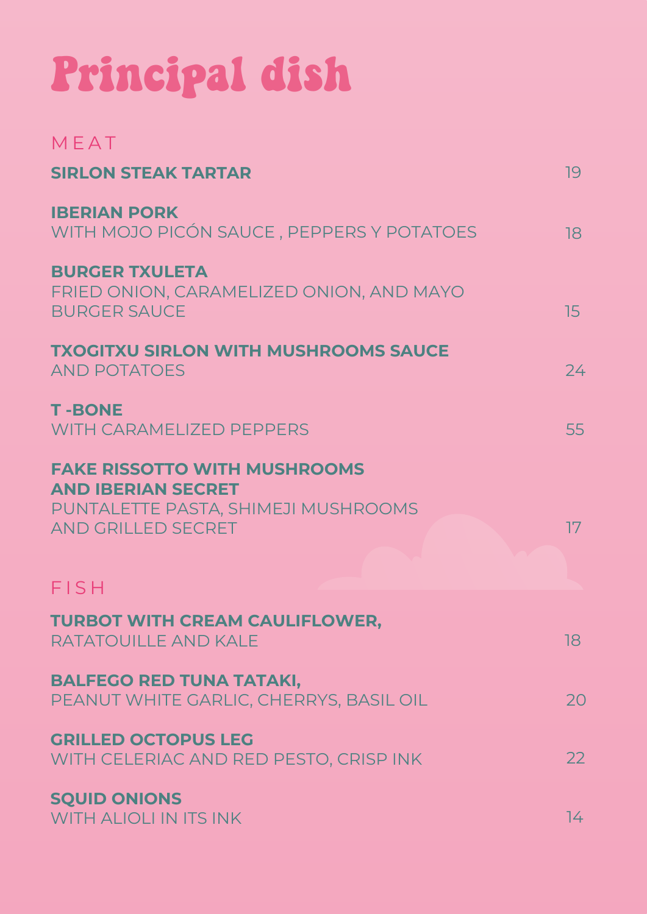# Principal dish

## MEAT

**SIRLON STEAK TARTAR** 19

**IBERIAN PORK**
WITH MOJO PICÓN SAUCE , PEPPERS Y POTATOES 18

**BURGER TXULETA**
FRIED ONION, CARAMELIZED ONION, AND MAYO BURGER SAUCE 15

**TXOGITXU SIRLON WITH MUSHROOMS SAUCE**
AND POTATOES 24

**T -BONE**
WITH CARAMELIZED PEPPERS 55

**FAKE RISSOTTO WITH MUSHROOMS AND IBERIAN SECRET**
PUNTALETTE PASTA, SHIMEJI MUSHROOMS AND GRILLED SECRET 17

## FISH

**TURBOT WITH CREAM CAULIFLOWER,**
RATATOUILLE AND KALE 18

**BALFEGO RED TUNA TATAKI,**
PEANUT WHITE GARLIC, CHERRYS, BASIL OIL 20

**GRILLED OCTOPUS LEG**
WITH CELERIAC AND RED PESTO, CRISP INK 22

**SQUID ONIONS**
WITH ALIOLI IN ITS INK 14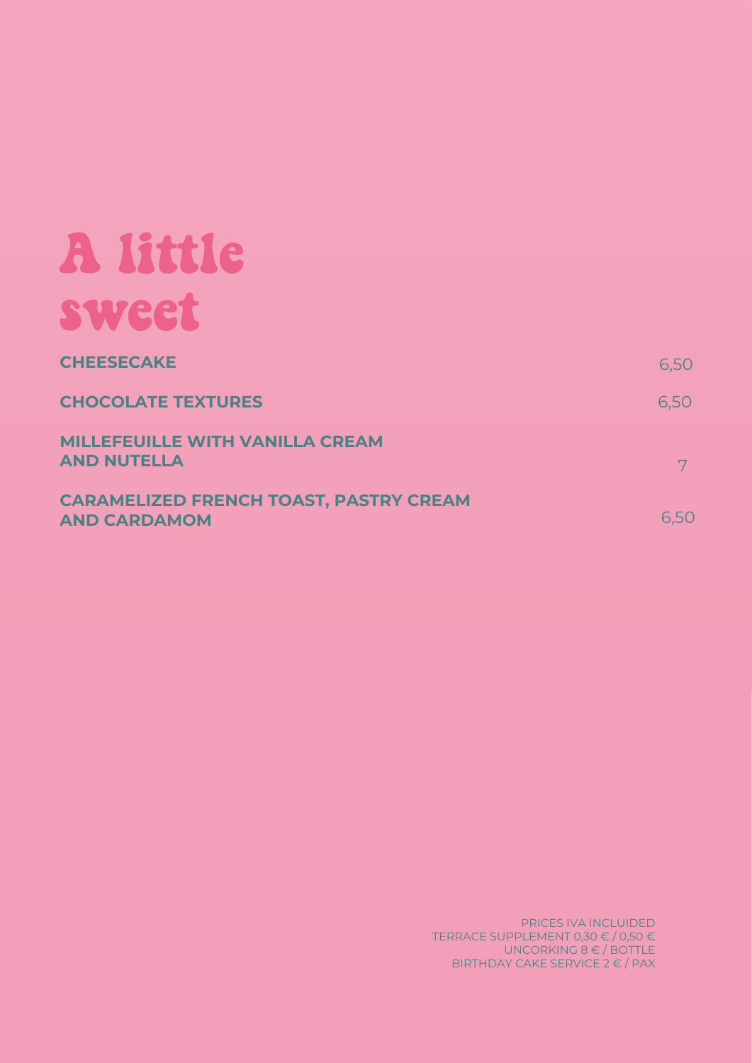# A little sweet

| Item | Price |
| --- | --- |
| **CHEESECAKE** | 6,50 |
| **CHOCOLATE TEXTURES** | 6,50 |
| **MILLEFEUILLE WITH VANILLA CREAM AND NUTELLA** | 7 |
| **CARAMELIZED FRENCH TOAST, PASTRY CREAM AND CARDAMOM** | 6,50 |

PRICES IVA INCLUIDED
TERRACE SUPPLEMENT 0,30 € / 0,50 €
UNCORKING 8 € / BOTTLE
BIRTHDAY CAKE SERVICE 2 € / PAX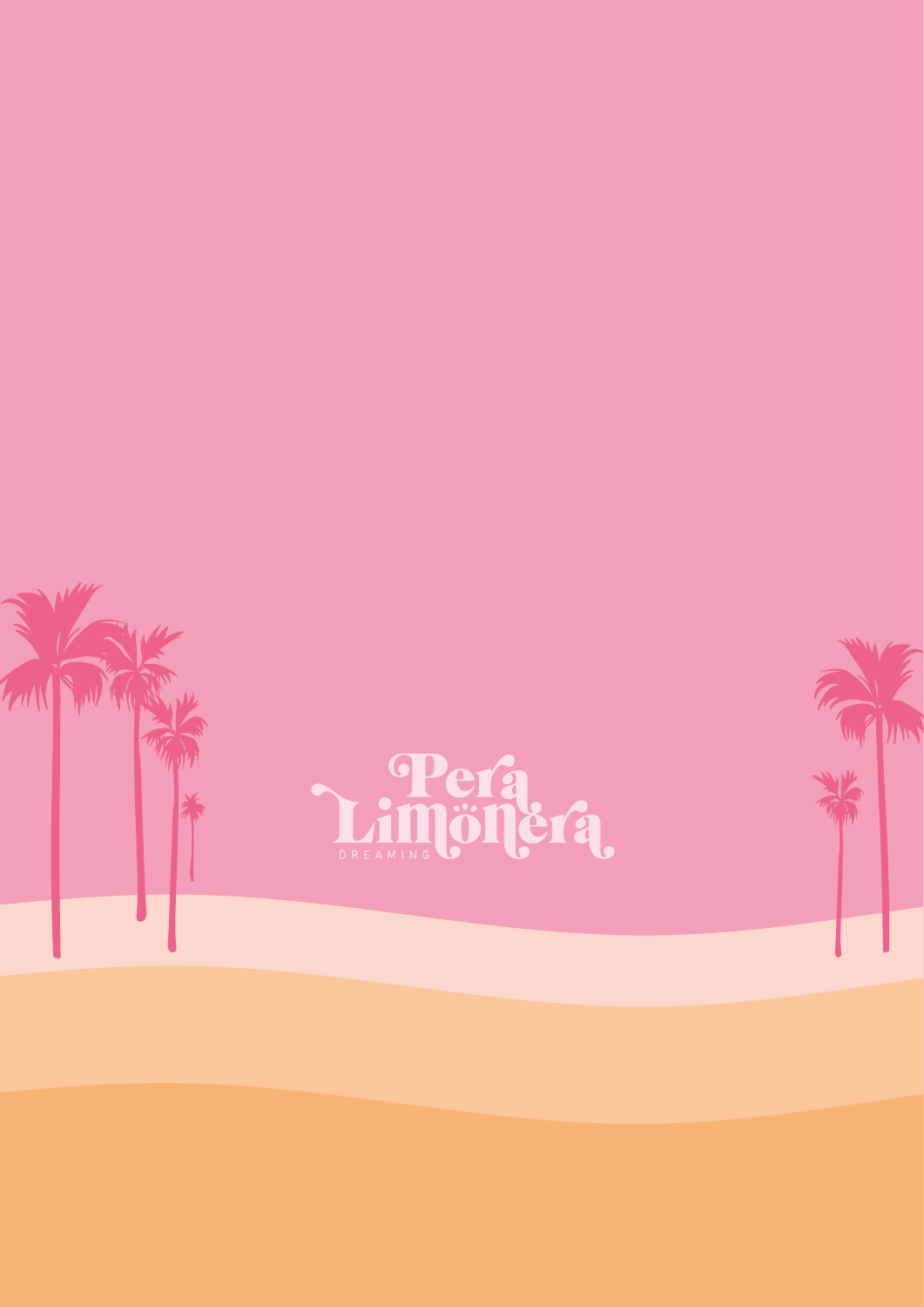Pera Limönera

DREAMING